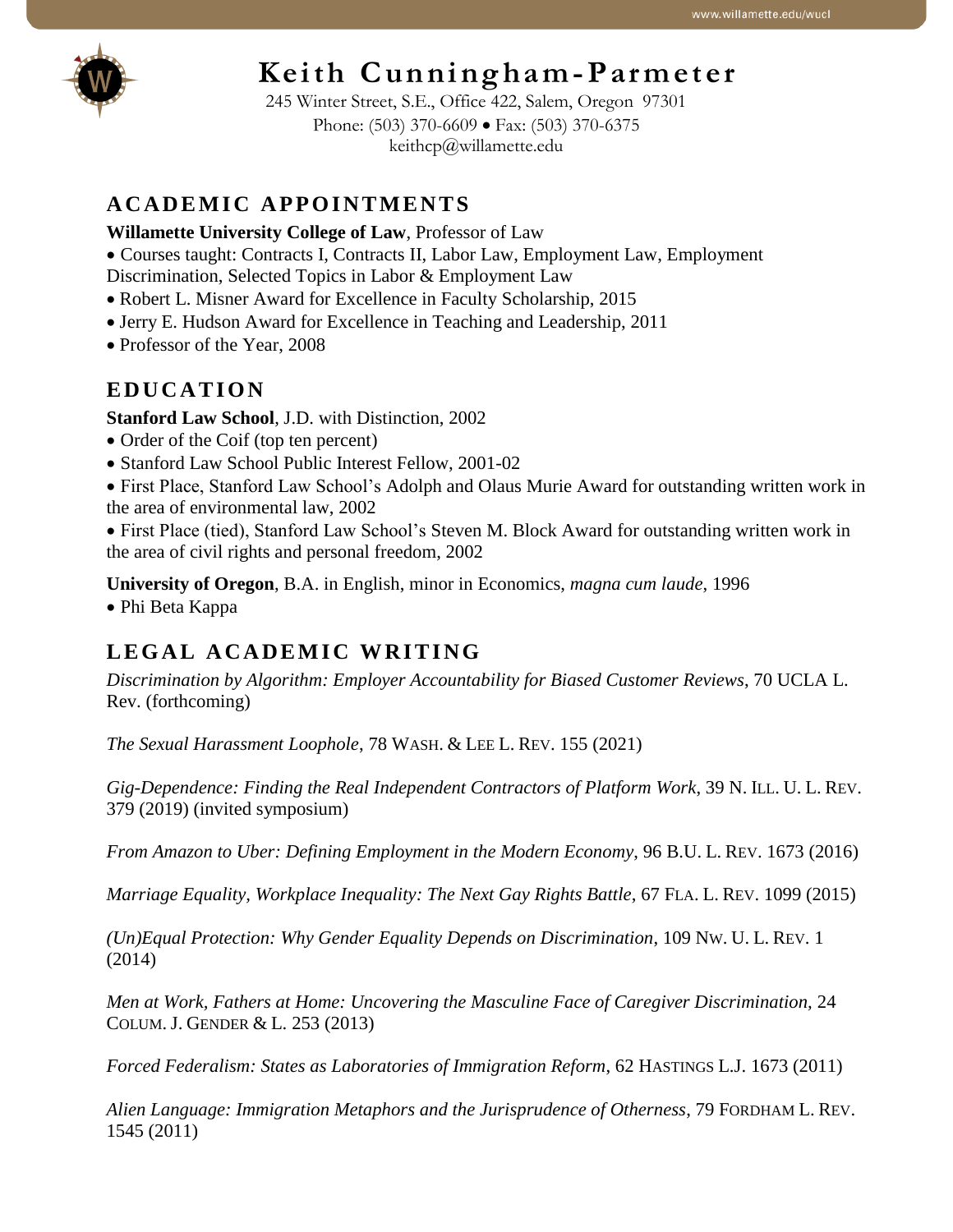# Keith Cunningham-Parmeter

245 Winter Street, S.E., Office 422, Salem, Oregon 97301
Phone: (503) 370-6609 • Fax: (503) 370-6375
keithcp@willamette.edu

## ACADEMIC APPOINTMENTS

**Willamette University College of Law**, Professor of Law

- Courses taught: Contracts I, Contracts II, Labor Law, Employment Law, Employment Discrimination, Selected Topics in Labor & Employment Law
- Robert L. Misner Award for Excellence in Faculty Scholarship, 2015
- Jerry E. Hudson Award for Excellence in Teaching and Leadership, 2011
- Professor of the Year, 2008

## EDUCATION

**Stanford Law School**, J.D. with Distinction, 2002

- Order of the Coif (top ten percent)
- Stanford Law School Public Interest Fellow, 2001-02
- First Place, Stanford Law School's Adolph and Olaus Murie Award for outstanding written work in the area of environmental law, 2002
- First Place (tied), Stanford Law School's Steven M. Block Award for outstanding written work in the area of civil rights and personal freedom, 2002

**University of Oregon**, B.A. in English, minor in Economics, *magna cum laude*, 1996

- Phi Beta Kappa

## LEGAL ACADEMIC WRITING

*Discrimination by Algorithm: Employer Accountability for Biased Customer Reviews*, 70 UCLA L. Rev. (forthcoming)

*The Sexual Harassment Loophole*, 78 WASH. & LEE L. REV. 155 (2021)

*Gig-Dependence: Finding the Real Independent Contractors of Platform Work*, 39 N. ILL. U. L. REV. 379 (2019) (invited symposium)

*From Amazon to Uber: Defining Employment in the Modern Economy*, 96 B.U. L. REV. 1673 (2016)

*Marriage Equality, Workplace Inequality: The Next Gay Rights Battle*, 67 FLA. L. REV. 1099 (2015)

*(Un)Equal Protection: Why Gender Equality Depends on Discrimination*, 109 NW. U. L. REV. 1 (2014)

*Men at Work, Fathers at Home: Uncovering the Masculine Face of Caregiver Discrimination*, 24 COLUM. J. GENDER & L. 253 (2013)

*Forced Federalism: States as Laboratories of Immigration Reform*, 62 HASTINGS L.J. 1673 (2011)

*Alien Language: Immigration Metaphors and the Jurisprudence of Otherness*, 79 FORDHAM L. REV. 1545 (2011)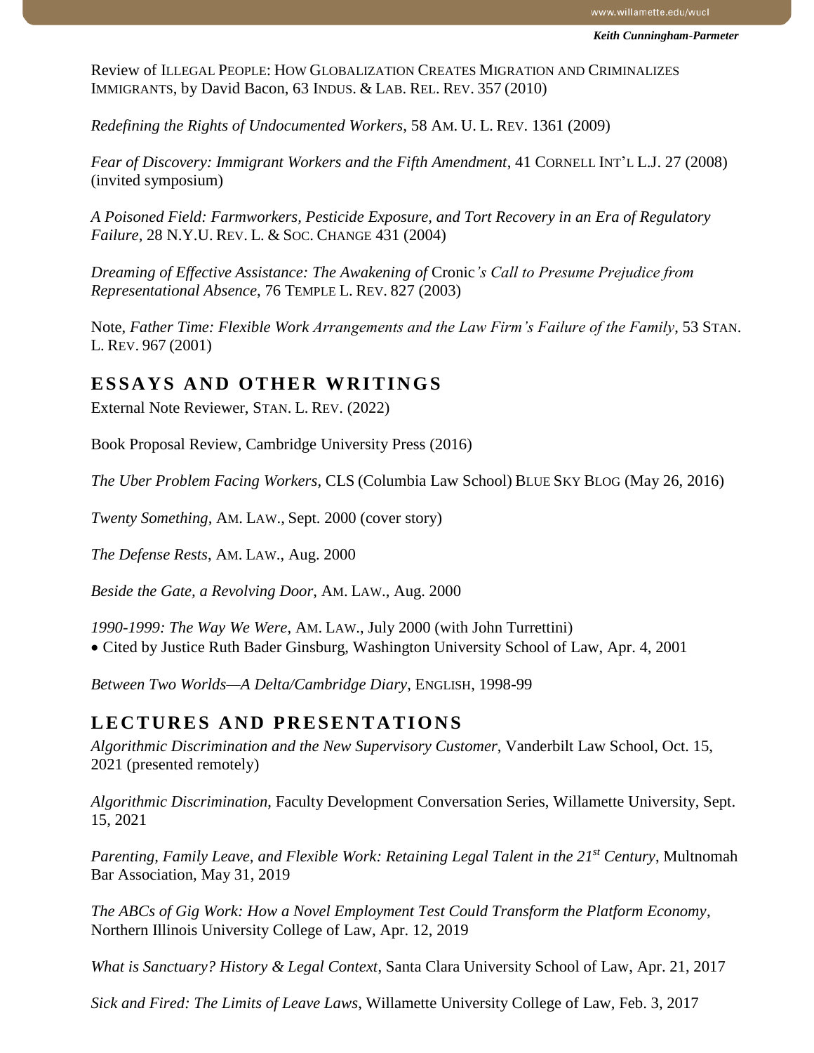Review of ILLEGAL PEOPLE: HOW GLOBALIZATION CREATES MIGRATION AND CRIMINALIZES IMMIGRANTS, by David Bacon, 63 INDUS. & LAB. REL. REV. 357 (2010)

*Redefining the Rights of Undocumented Workers*, 58 AM. U. L. REV. 1361 (2009)

*Fear of Discovery: Immigrant Workers and the Fifth Amendment*, 41 CORNELL INT'L L.J. 27 (2008) (invited symposium)

*A Poisoned Field: Farmworkers, Pesticide Exposure, and Tort Recovery in an Era of Regulatory Failure*, 28 N.Y.U. REV. L. & SOC. CHANGE 431 (2004)

*Dreaming of Effective Assistance: The Awakening of* Cronic*'s Call to Presume Prejudice from Representational Absence*, 76 TEMPLE L. REV. 827 (2003)

Note, *Father Time: Flexible Work Arrangements and the Law Firm's Failure of the Family*, 53 STAN. L. REV. 967 (2001)

## ESSAYS AND OTHER WRITINGS

External Note Reviewer, STAN. L. REV. (2022)

Book Proposal Review, Cambridge University Press (2016)

*The Uber Problem Facing Workers*, CLS (Columbia Law School) BLUE SKY BLOG (May 26, 2016)

*Twenty Something*, AM. LAW., Sept. 2000 (cover story)

*The Defense Rests*, AM. LAW., Aug. 2000

*Beside the Gate, a Revolving Door*, AM. LAW., Aug. 2000

*1990-1999: The Way We Were*, AM. LAW., July 2000 (with John Turrettini)
- Cited by Justice Ruth Bader Ginsburg, Washington University School of Law, Apr. 4, 2001

*Between Two Worlds—A Delta/Cambridge Diary*, ENGLISH, 1998-99

## LECTURES AND PRESENTATIONS

*Algorithmic Discrimination and the New Supervisory Customer*, Vanderbilt Law School, Oct. 15, 2021 (presented remotely)

*Algorithmic Discrimination*, Faculty Development Conversation Series, Willamette University, Sept. 15, 2021

*Parenting, Family Leave, and Flexible Work: Retaining Legal Talent in the 21st Century*, Multnomah Bar Association, May 31, 2019

*The ABCs of Gig Work: How a Novel Employment Test Could Transform the Platform Economy*, Northern Illinois University College of Law, Apr. 12, 2019

*What is Sanctuary? History & Legal Context*, Santa Clara University School of Law, Apr. 21, 2017

*Sick and Fired: The Limits of Leave Laws*, Willamette University College of Law, Feb. 3, 2017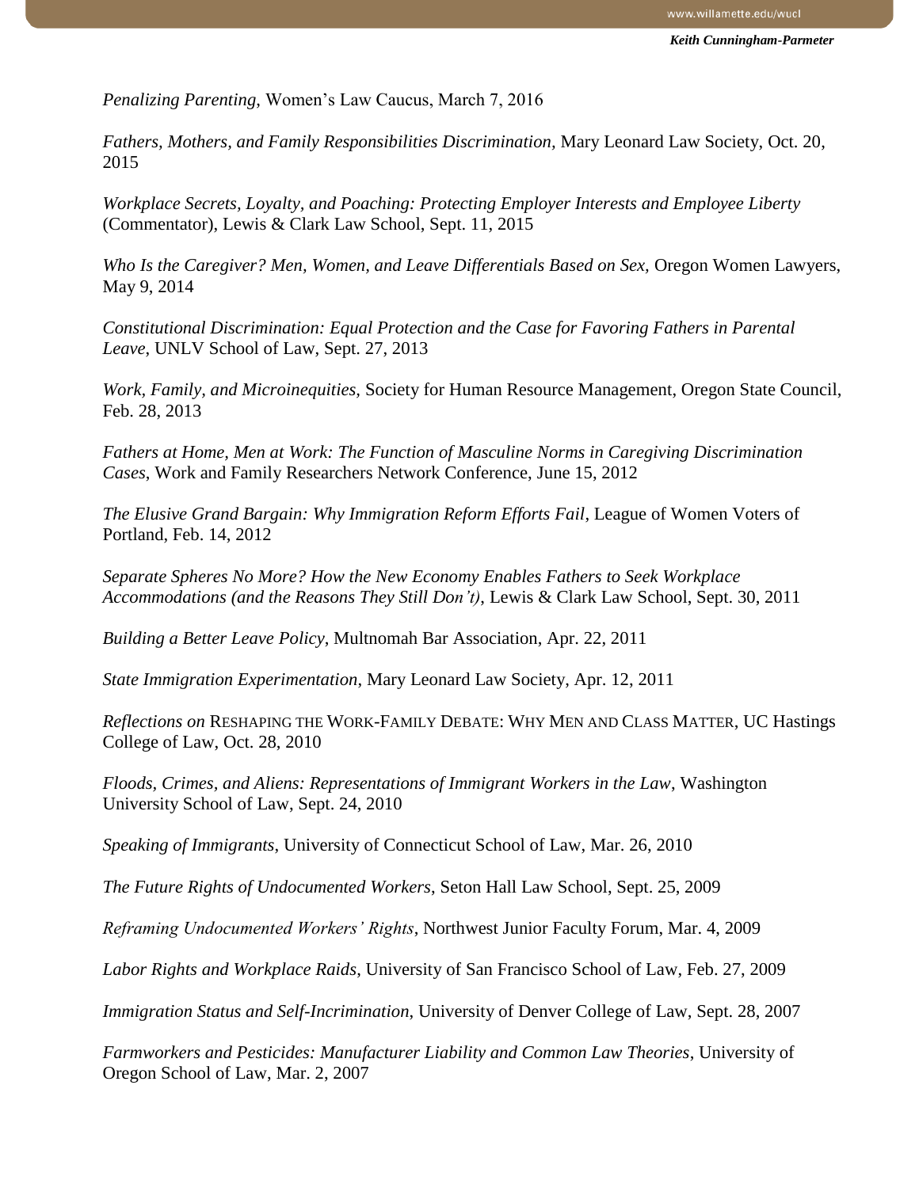*Penalizing Parenting*, Women's Law Caucus, March 7, 2016

*Fathers, Mothers, and Family Responsibilities Discrimination,* Mary Leonard Law Society, Oct. 20, 2015

*Workplace Secrets, Loyalty, and Poaching: Protecting Employer Interests and Employee Liberty* (Commentator), Lewis & Clark Law School, Sept. 11, 2015

*Who Is the Caregiver? Men, Women, and Leave Differentials Based on Sex,* Oregon Women Lawyers, May 9, 2014

*Constitutional Discrimination: Equal Protection and the Case for Favoring Fathers in Parental Leave*, UNLV School of Law, Sept. 27, 2013

*Work, Family, and Microinequities,* Society for Human Resource Management, Oregon State Council, Feb. 28, 2013

*Fathers at Home, Men at Work: The Function of Masculine Norms in Caregiving Discrimination Cases*, Work and Family Researchers Network Conference, June 15, 2012

*The Elusive Grand Bargain: Why Immigration Reform Efforts Fail*, League of Women Voters of Portland, Feb. 14, 2012

*Separate Spheres No More? How the New Economy Enables Fathers to Seek Workplace Accommodations (and the Reasons They Still Don't)*, Lewis & Clark Law School, Sept. 30, 2011

*Building a Better Leave Policy*, Multnomah Bar Association, Apr. 22, 2011

*State Immigration Experimentation*, Mary Leonard Law Society, Apr. 12, 2011

*Reflections on* RESHAPING THE WORK-FAMILY DEBATE: WHY MEN AND CLASS MATTER, UC Hastings College of Law, Oct. 28, 2010

*Floods, Crimes, and Aliens: Representations of Immigrant Workers in the Law*, Washington University School of Law, Sept. 24, 2010

*Speaking of Immigrants,* University of Connecticut School of Law, Mar. 26, 2010

*The Future Rights of Undocumented Workers,* Seton Hall Law School, Sept. 25, 2009

*Reframing Undocumented Workers' Rights*, Northwest Junior Faculty Forum, Mar. 4, 2009

*Labor Rights and Workplace Raids*, University of San Francisco School of Law, Feb. 27, 2009

*Immigration Status and Self-Incrimination,* University of Denver College of Law, Sept. 28, 2007

*Farmworkers and Pesticides: Manufacturer Liability and Common Law Theories*, University of Oregon School of Law, Mar. 2, 2007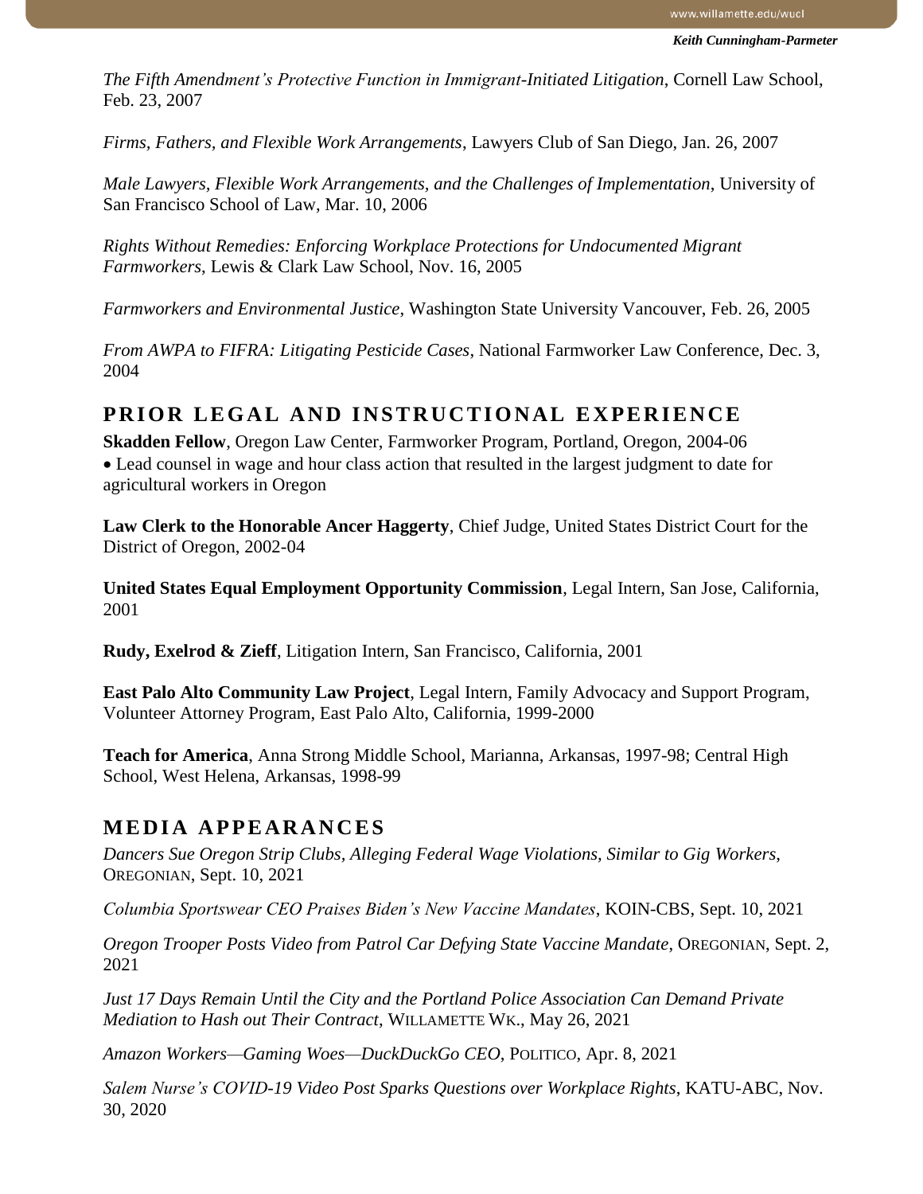*The Fifth Amendment's Protective Function in Immigrant-Initiated Litigation*, Cornell Law School, Feb. 23, 2007

*Firms, Fathers, and Flexible Work Arrangements*, Lawyers Club of San Diego, Jan. 26, 2007

*Male Lawyers, Flexible Work Arrangements, and the Challenges of Implementation*, University of San Francisco School of Law, Mar. 10, 2006

*Rights Without Remedies: Enforcing Workplace Protections for Undocumented Migrant Farmworkers*, Lewis & Clark Law School, Nov. 16, 2005

*Farmworkers and Environmental Justice*, Washington State University Vancouver, Feb. 26, 2005

*From AWPA to FIFRA: Litigating Pesticide Cases*, National Farmworker Law Conference, Dec. 3, 2004

## PRIOR LEGAL AND INSTRUCTIONAL EXPERIENCE

**Skadden Fellow**, Oregon Law Center, Farmworker Program, Portland, Oregon, 2004-06

- Lead counsel in wage and hour class action that resulted in the largest judgment to date for agricultural workers in Oregon

**Law Clerk to the Honorable Ancer Haggerty**, Chief Judge, United States District Court for the District of Oregon, 2002-04

**United States Equal Employment Opportunity Commission**, Legal Intern, San Jose, California, 2001

**Rudy, Exelrod & Zieff**, Litigation Intern, San Francisco, California, 2001

**East Palo Alto Community Law Project**, Legal Intern, Family Advocacy and Support Program, Volunteer Attorney Program, East Palo Alto, California, 1999-2000

**Teach for America**, Anna Strong Middle School, Marianna, Arkansas, 1997-98; Central High School, West Helena, Arkansas, 1998-99

## MEDIA APPEARANCES

*Dancers Sue Oregon Strip Clubs, Alleging Federal Wage Violations, Similar to Gig Workers*, OREGONIAN, Sept. 10, 2021

*Columbia Sportswear CEO Praises Biden's New Vaccine Mandates*, KOIN-CBS, Sept. 10, 2021

*Oregon Trooper Posts Video from Patrol Car Defying State Vaccine Mandate*, OREGONIAN, Sept. 2, 2021

*Just 17 Days Remain Until the City and the Portland Police Association Can Demand Private Mediation to Hash out Their Contract*, WILLAMETTE WK., May 26, 2021

*Amazon Workers—Gaming Woes—DuckDuckGo CEO*, POLITICO, Apr. 8, 2021

*Salem Nurse's COVID-19 Video Post Sparks Questions over Workplace Rights*, KATU-ABC, Nov. 30, 2020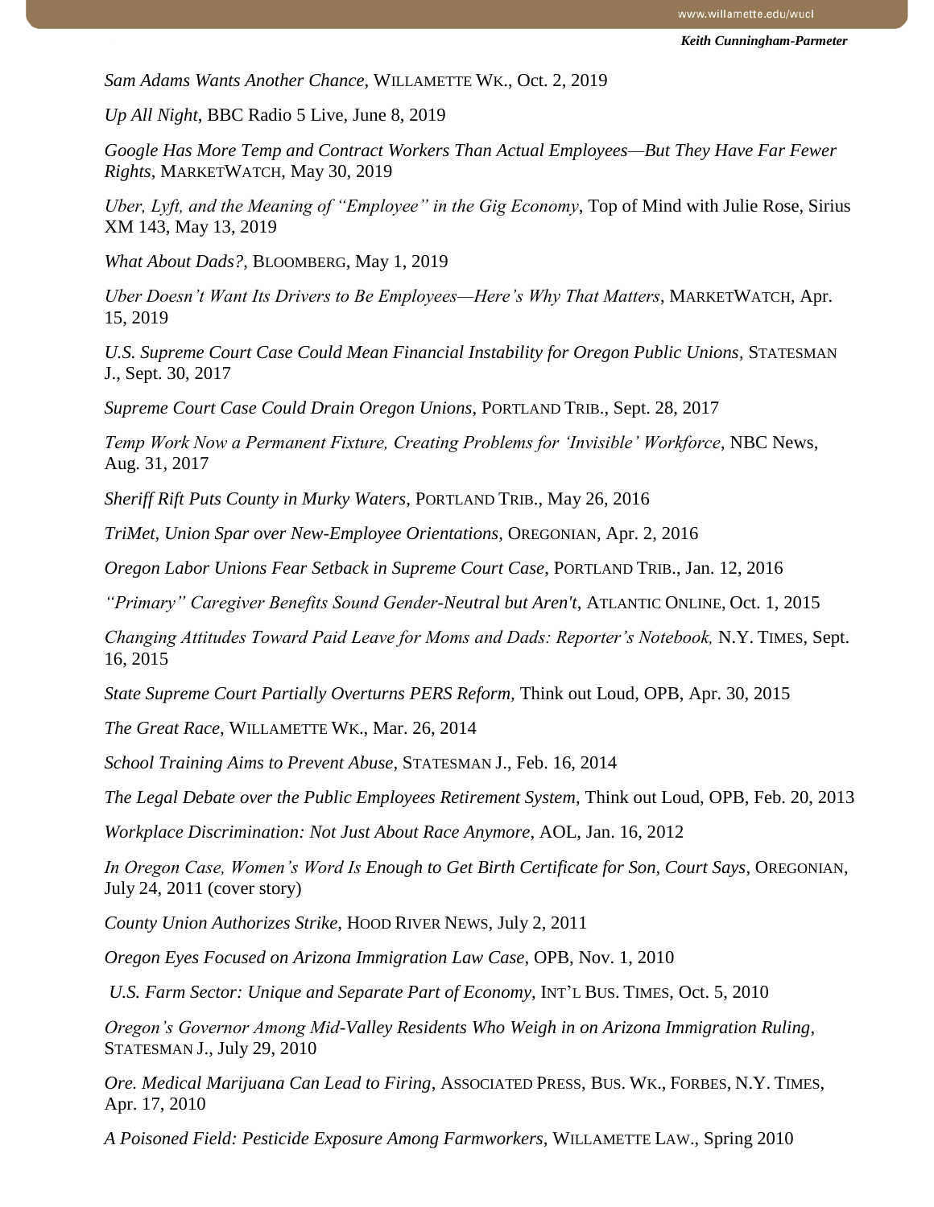*Sam Adams Wants Another Chance*, WILLAMETTE WK., Oct. 2, 2019

*Up All Night*, BBC Radio 5 Live, June 8, 2019

*Google Has More Temp and Contract Workers Than Actual Employees—But They Have Far Fewer Rights*, MARKETWATCH, May 30, 2019

*Uber, Lyft, and the Meaning of "Employee" in the Gig Economy*, Top of Mind with Julie Rose, Sirius XM 143, May 13, 2019

*What About Dads?*, BLOOMBERG, May 1, 2019

*Uber Doesn't Want Its Drivers to Be Employees—Here's Why That Matters*, MARKETWATCH, Apr. 15, 2019

*U.S. Supreme Court Case Could Mean Financial Instability for Oregon Public Unions*, STATESMAN J., Sept. 30, 2017

*Supreme Court Case Could Drain Oregon Unions*, PORTLAND TRIB., Sept. 28, 2017

*Temp Work Now a Permanent Fixture, Creating Problems for 'Invisible' Workforce*, NBC News, Aug. 31, 2017

*Sheriff Rift Puts County in Murky Waters*, PORTLAND TRIB., May 26, 2016

*TriMet, Union Spar over New-Employee Orientations*, OREGONIAN, Apr. 2, 2016

*Oregon Labor Unions Fear Setback in Supreme Court Case*, PORTLAND TRIB., Jan. 12, 2016

*"Primary" Caregiver Benefits Sound Gender-Neutral but Aren't,* ATLANTIC ONLINE, Oct. 1, 2015

*Changing Attitudes Toward Paid Leave for Moms and Dads: Reporter's Notebook,* N.Y. TIMES, Sept. 16, 2015

*State Supreme Court Partially Overturns PERS Reform,* Think out Loud, OPB, Apr. 30, 2015

*The Great Race*, WILLAMETTE WK., Mar. 26, 2014

*School Training Aims to Prevent Abuse*, STATESMAN J., Feb. 16, 2014

*The Legal Debate over the Public Employees Retirement System*, Think out Loud, OPB, Feb. 20, 2013

*Workplace Discrimination: Not Just About Race Anymore*, AOL, Jan. 16, 2012

*In Oregon Case, Women's Word Is Enough to Get Birth Certificate for Son, Court Says*, OREGONIAN, July 24, 2011 (cover story)

*County Union Authorizes Strike,* HOOD RIVER NEWS, July 2, 2011

*Oregon Eyes Focused on Arizona Immigration Law Case*, OPB, Nov. 1, 2010

*U.S. Farm Sector: Unique and Separate Part of Economy*, INT'L BUS. TIMES, Oct. 5, 2010

*Oregon's Governor Among Mid-Valley Residents Who Weigh in on Arizona Immigration Ruling*, STATESMAN J., July 29, 2010

*Ore. Medical Marijuana Can Lead to Firing*, ASSOCIATED PRESS, BUS. WK., FORBES, N.Y. TIMES, Apr. 17, 2010

*A Poisoned Field: Pesticide Exposure Among Farmworkers*, WILLAMETTE LAW., Spring 2010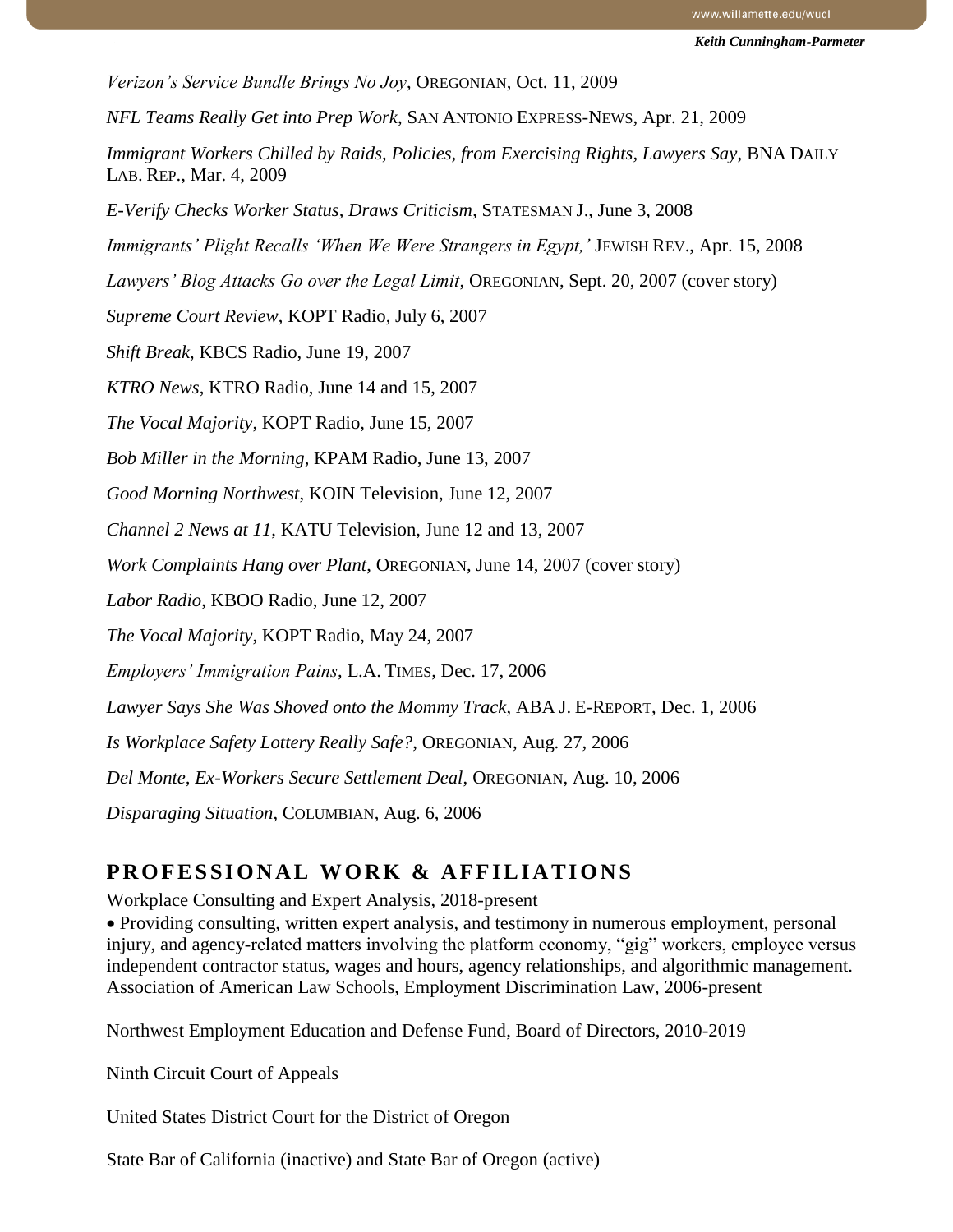*Verizon's Service Bundle Brings No Joy*, OREGONIAN, Oct. 11, 2009

*NFL Teams Really Get into Prep Work*, SAN ANTONIO EXPRESS-NEWS, Apr. 21, 2009

*Immigrant Workers Chilled by Raids, Policies, from Exercising Rights, Lawyers Say*, BNA DAILY LAB. REP., Mar. 4, 2009

*E-Verify Checks Worker Status, Draws Criticism*, STATESMAN J., June 3, 2008

*Immigrants' Plight Recalls 'When We Were Strangers in Egypt,'* JEWISH REV., Apr. 15, 2008

*Lawyers' Blog Attacks Go over the Legal Limit*, OREGONIAN, Sept. 20, 2007 (cover story)

*Supreme Court Review*, KOPT Radio, July 6, 2007

*Shift Break*, KBCS Radio, June 19, 2007

*KTRO News*, KTRO Radio, June 14 and 15, 2007

*The Vocal Majority*, KOPT Radio, June 15, 2007

*Bob Miller in the Morning*, KPAM Radio, June 13, 2007

*Good Morning Northwest*, KOIN Television, June 12, 2007

*Channel 2 News at 11*, KATU Television, June 12 and 13, 2007

*Work Complaints Hang over Plant*, OREGONIAN, June 14, 2007 (cover story)

*Labor Radio*, KBOO Radio, June 12, 2007

*The Vocal Majority*, KOPT Radio, May 24, 2007

*Employers' Immigration Pains*, L.A. TIMES, Dec. 17, 2006

*Lawyer Says She Was Shoved onto the Mommy Track*, ABA J. E-REPORT, Dec. 1, 2006

*Is Workplace Safety Lottery Really Safe?*, OREGONIAN, Aug. 27, 2006

*Del Monte, Ex-Workers Secure Settlement Deal*, OREGONIAN, Aug. 10, 2006

*Disparaging Situation*, COLUMBIAN, Aug. 6, 2006

## PROFESSIONAL WORK & AFFILIATIONS

Workplace Consulting and Expert Analysis, 2018-present

- Providing consulting, written expert analysis, and testimony in numerous employment, personal injury, and agency-related matters involving the platform economy, "gig" workers, employee versus independent contractor status, wages and hours, agency relationships, and algorithmic management.

Association of American Law Schools, Employment Discrimination Law, 2006-present

Northwest Employment Education and Defense Fund, Board of Directors, 2010-2019

Ninth Circuit Court of Appeals

United States District Court for the District of Oregon

State Bar of California (inactive) and State Bar of Oregon (active)